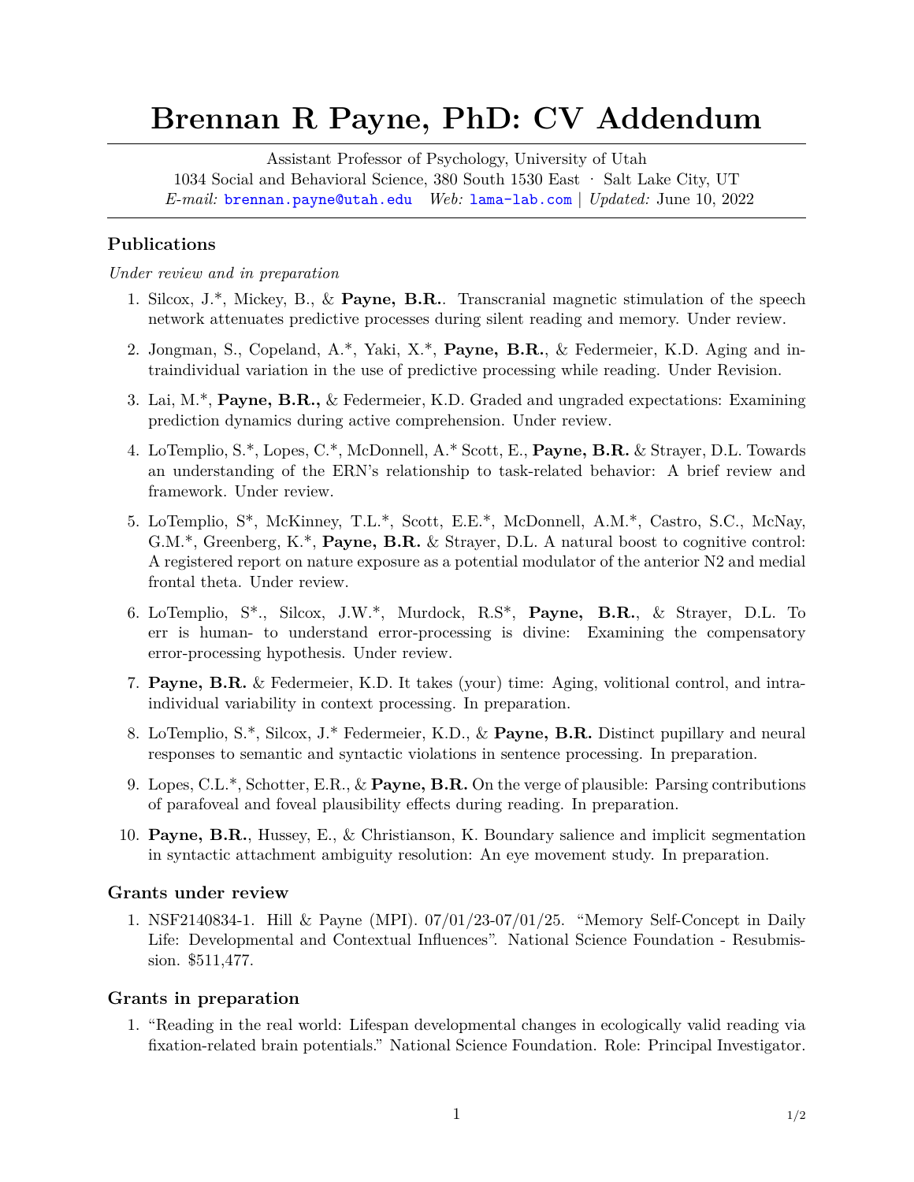# Brennan R Payne, PhD: CV Addendum

Assistant Professor of Psychology, University of Utah
1034 Social and Behavioral Science, 380 South 1530 East · Salt Lake City, UT
*E-mail:* brennan.payne@utah.edu *Web:* lama-lab.com | *Updated:* June 10, 2022

## Publications

*Under review and in preparation*

1. Silcox, J.*, Mickey, B., & **Payne, B.R.**. Transcranial magnetic stimulation of the speech network attenuates predictive processes during silent reading and memory. Under review.
2. Jongman, S., Copeland, A.*, Yaki, X.*, **Payne, B.R.**, & Federmeier, K.D. Aging and intraindividual variation in the use of predictive processing while reading. Under Revision.
3. Lai, M.*, **Payne, B.R.,** & Federmeier, K.D. Graded and ungraded expectations: Examining prediction dynamics during active comprehension. Under review.
4. LoTemplio, S.*, Lopes, C.*, McDonnell, A.* Scott, E., **Payne, B.R.** & Strayer, D.L. Towards an understanding of the ERN's relationship to task-related behavior: A brief review and framework. Under review.
5. LoTemplio, S*, McKinney, T.L.*, Scott, E.E.*, McDonnell, A.M.*, Castro, S.C., McNay, G.M.*, Greenberg, K.*, **Payne, B.R.** & Strayer, D.L. A natural boost to cognitive control: A registered report on nature exposure as a potential modulator of the anterior N2 and medial frontal theta. Under review.
6. LoTemplio, S*., Silcox, J.W.*, Murdock, R.S*, **Payne, B.R.**, & Strayer, D.L. To err is human- to understand error-processing is divine: Examining the compensatory error-processing hypothesis. Under review.
7. **Payne, B.R.** & Federmeier, K.D. It takes (your) time: Aging, volitional control, and intra-individual variability in context processing. In preparation.
8. LoTemplio, S.*, Silcox, J.* Federmeier, K.D., & **Payne, B.R.** Distinct pupillary and neural responses to semantic and syntactic violations in sentence processing. In preparation.
9. Lopes, C.L.*, Schotter, E.R., & **Payne, B.R.** On the verge of plausible: Parsing contributions of parafoveal and foveal plausibility effects during reading. In preparation.
10. **Payne, B.R.**, Hussey, E., & Christianson, K. Boundary salience and implicit segmentation in syntactic attachment ambiguity resolution: An eye movement study. In preparation.

## Grants under review

1. NSF2140834-1. Hill & Payne (MPI). 07/01/23-07/01/25. "Memory Self-Concept in Daily Life: Developmental and Contextual Influences". National Science Foundation - Resubmission. $511,477.

## Grants in preparation

1. "Reading in the real world: Lifespan developmental changes in ecologically valid reading via fixation-related brain potentials." National Science Foundation. Role: Principal Investigator.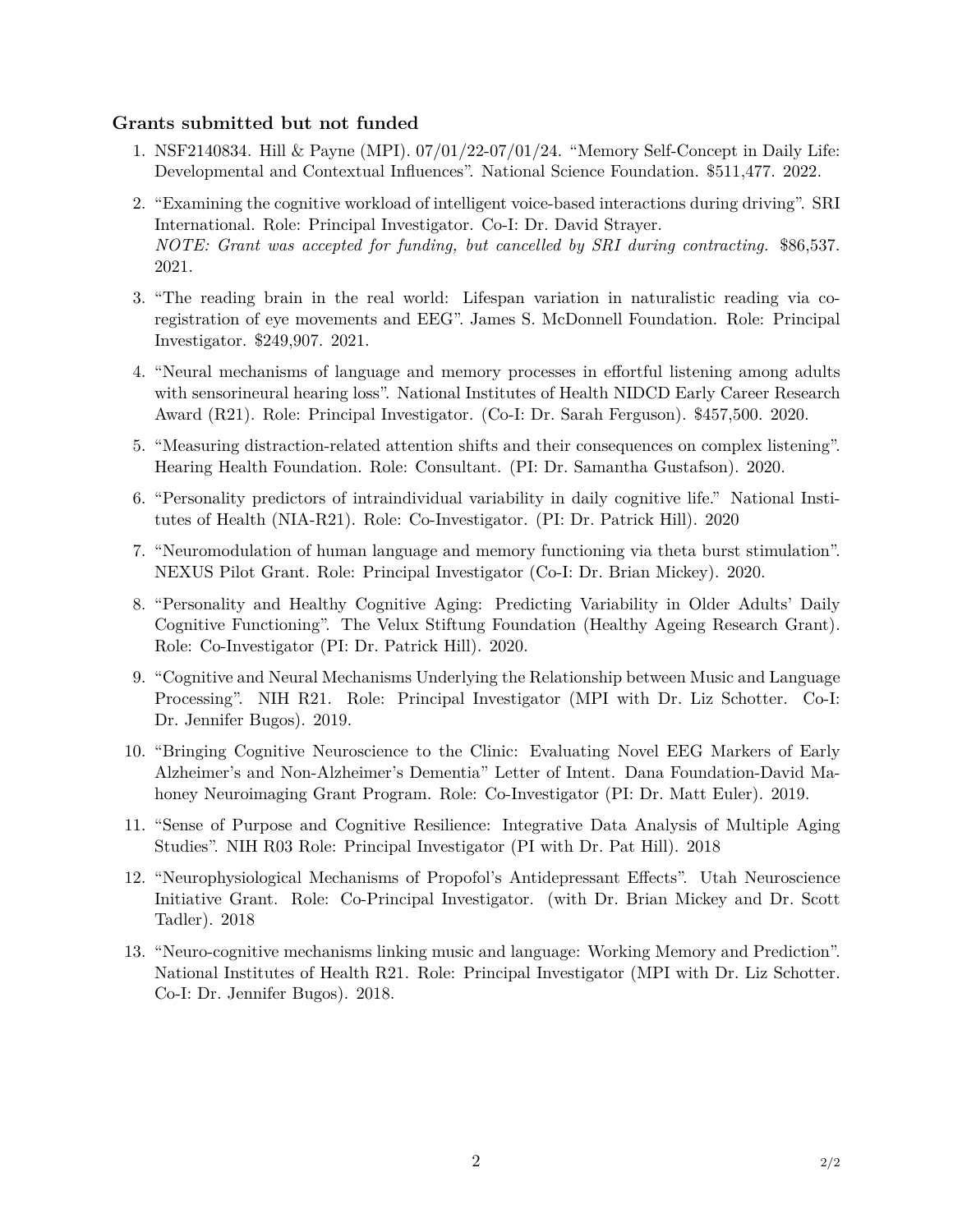**Grants submitted but not funded**

1. NSF2140834. Hill & Payne (MPI). 07/01/22-07/01/24. "Memory Self-Concept in Daily Life: Developmental and Contextual Influences". National Science Foundation. $511,477. 2022.
2. "Examining the cognitive workload of intelligent voice-based interactions during driving". SRI International. Role: Principal Investigator. Co-I: Dr. David Strayer.
   *NOTE: Grant was accepted for funding, but cancelled by SRI during contracting.* $86,537. 2021.
3. "The reading brain in the real world: Lifespan variation in naturalistic reading via co-registration of eye movements and EEG". James S. McDonnell Foundation. Role: Principal Investigator. $249,907. 2021.
4. "Neural mechanisms of language and memory processes in effortful listening among adults with sensorineural hearing loss". National Institutes of Health NIDCD Early Career Research Award (R21). Role: Principal Investigator. (Co-I: Dr. Sarah Ferguson). $457,500. 2020.
5. "Measuring distraction-related attention shifts and their consequences on complex listening". Hearing Health Foundation. Role: Consultant. (PI: Dr. Samantha Gustafson). 2020.
6. "Personality predictors of intraindividual variability in daily cognitive life." National Institutes of Health (NIA-R21). Role: Co-Investigator. (PI: Dr. Patrick Hill). 2020
7. "Neuromodulation of human language and memory functioning via theta burst stimulation". NEXUS Pilot Grant. Role: Principal Investigator (Co-I: Dr. Brian Mickey). 2020.
8. "Personality and Healthy Cognitive Aging: Predicting Variability in Older Adults' Daily Cognitive Functioning". The Velux Stiftung Foundation (Healthy Ageing Research Grant). Role: Co-Investigator (PI: Dr. Patrick Hill). 2020.
9. "Cognitive and Neural Mechanisms Underlying the Relationship between Music and Language Processing". NIH R21. Role: Principal Investigator (MPI with Dr. Liz Schotter. Co-I: Dr. Jennifer Bugos). 2019.
10. "Bringing Cognitive Neuroscience to the Clinic: Evaluating Novel EEG Markers of Early Alzheimer's and Non-Alzheimer's Dementia" Letter of Intent. Dana Foundation-David Mahoney Neuroimaging Grant Program. Role: Co-Investigator (PI: Dr. Matt Euler). 2019.
11. "Sense of Purpose and Cognitive Resilience: Integrative Data Analysis of Multiple Aging Studies". NIH R03 Role: Principal Investigator (PI with Dr. Pat Hill). 2018
12. "Neurophysiological Mechanisms of Propofol's Antidepressant Effects". Utah Neuroscience Initiative Grant. Role: Co-Principal Investigator. (with Dr. Brian Mickey and Dr. Scott Tadler). 2018
13. "Neuro-cognitive mechanisms linking music and language: Working Memory and Prediction". National Institutes of Health R21. Role: Principal Investigator (MPI with Dr. Liz Schotter. Co-I: Dr. Jennifer Bugos). 2018.